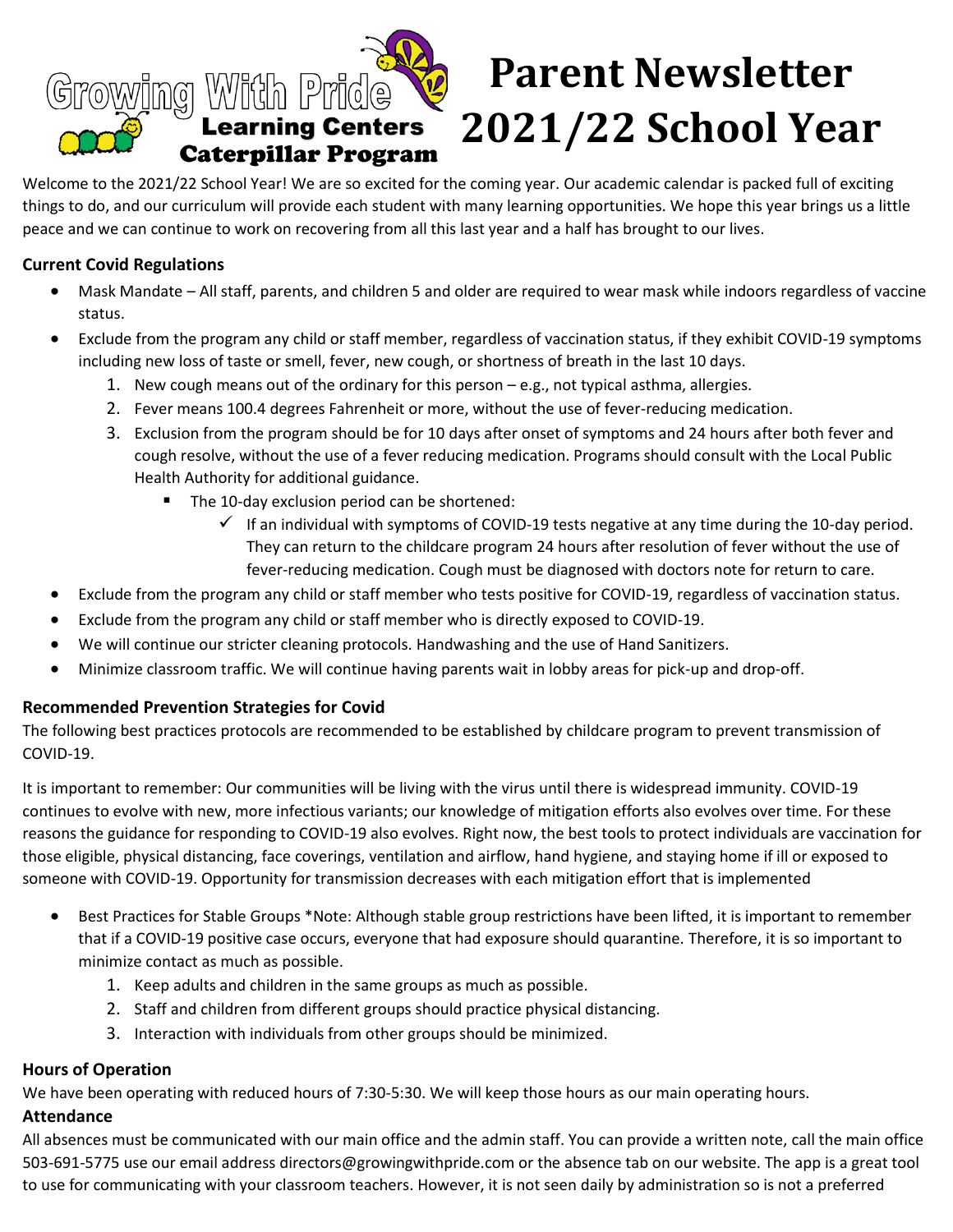Growing With Pride Learning Centers Caterpillar Program

# Parent Newsletter 2021/22 School Year

Welcome to the 2021/22 School Year! We are so excited for the coming year. Our academic calendar is packed full of exciting things to do, and our curriculum will provide each student with many learning opportunities. We hope this year brings us a little peace and we can continue to work on recovering from all this last year and a half has brought to our lives.

**Current Covid Regulations**

- Mask Mandate – All staff, parents, and children 5 and older are required to wear mask while indoors regardless of vaccine status.
- Exclude from the program any child or staff member, regardless of vaccination status, if they exhibit COVID-19 symptoms including new loss of taste or smell, fever, new cough, or shortness of breath in the last 10 days.
    1. New cough means out of the ordinary for this person – e.g., not typical asthma, allergies.
    2. Fever means 100.4 degrees Fahrenheit or more, without the use of fever-reducing medication.
    3. Exclusion from the program should be for 10 days after onset of symptoms and 24 hours after both fever and cough resolve, without the use of a fever reducing medication. Programs should consult with the Local Public Health Authority for additional guidance.
        - The 10-day exclusion period can be shortened:
            - ✓ If an individual with symptoms of COVID-19 tests negative at any time during the 10-day period. They can return to the childcare program 24 hours after resolution of fever without the use of fever-reducing medication. Cough must be diagnosed with doctors note for return to care.
- Exclude from the program any child or staff member who tests positive for COVID-19, regardless of vaccination status.
- Exclude from the program any child or staff member who is directly exposed to COVID-19.
- We will continue our stricter cleaning protocols. Handwashing and the use of Hand Sanitizers.
- Minimize classroom traffic. We will continue having parents wait in lobby areas for pick-up and drop-off.

**Recommended Prevention Strategies for Covid**

The following best practices protocols are recommended to be established by childcare program to prevent transmission of COVID-19.

It is important to remember: Our communities will be living with the virus until there is widespread immunity. COVID-19 continues to evolve with new, more infectious variants; our knowledge of mitigation efforts also evolves over time. For these reasons the guidance for responding to COVID-19 also evolves. Right now, the best tools to protect individuals are vaccination for those eligible, physical distancing, face coverings, ventilation and airflow, hand hygiene, and staying home if ill or exposed to someone with COVID-19. Opportunity for transmission decreases with each mitigation effort that is implemented

- Best Practices for Stable Groups *Note: Although stable group restrictions have been lifted, it is important to remember that if a COVID-19 positive case occurs, everyone that had exposure should quarantine. Therefore, it is so important to minimize contact as much as possible.
    1. Keep adults and children in the same groups as much as possible.
    2. Staff and children from different groups should practice physical distancing.
    3. Interaction with individuals from other groups should be minimized.

**Hours of Operation**

We have been operating with reduced hours of 7:30-5:30. We will keep those hours as our main operating hours.

**Attendance**

All absences must be communicated with our main office and the admin staff. You can provide a written note, call the main office 503-691-5775 use our email address directors@growingwithpride.com or the absence tab on our website. The app is a great tool to use for communicating with your classroom teachers. However, it is not seen daily by administration so is not a preferred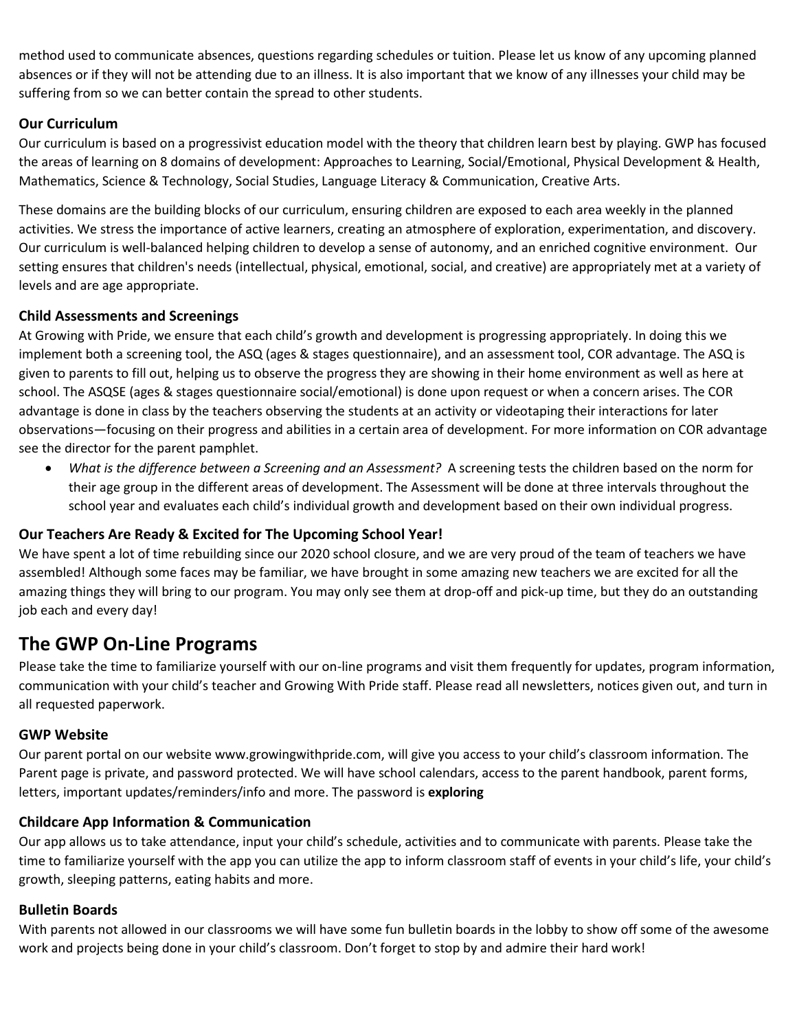method used to communicate absences, questions regarding schedules or tuition. Please let us know of any upcoming planned absences or if they will not be attending due to an illness. It is also important that we know of any illnesses your child may be suffering from so we can better contain the spread to other students.

### Our Curriculum

Our curriculum is based on a progressivist education model with the theory that children learn best by playing. GWP has focused the areas of learning on 8 domains of development: Approaches to Learning, Social/Emotional, Physical Development & Health, Mathematics, Science & Technology, Social Studies, Language Literacy & Communication, Creative Arts.

These domains are the building blocks of our curriculum, ensuring children are exposed to each area weekly in the planned activities. We stress the importance of active learners, creating an atmosphere of exploration, experimentation, and discovery. Our curriculum is well-balanced helping children to develop a sense of autonomy, and an enriched cognitive environment. Our setting ensures that children's needs (intellectual, physical, emotional, social, and creative) are appropriately met at a variety of levels and are age appropriate.

### Child Assessments and Screenings

At Growing with Pride, we ensure that each child's growth and development is progressing appropriately. In doing this we implement both a screening tool, the ASQ (ages & stages questionnaire), and an assessment tool, COR advantage. The ASQ is given to parents to fill out, helping us to observe the progress they are showing in their home environment as well as here at school. The ASQSE (ages & stages questionnaire social/emotional) is done upon request or when a concern arises. The COR advantage is done in class by the teachers observing the students at an activity or videotaping their interactions for later observations—focusing on their progress and abilities in a certain area of development. For more information on COR advantage see the director for the parent pamphlet.

- *What is the difference between a Screening and an Assessment?* A screening tests the children based on the norm for their age group in the different areas of development. The Assessment will be done at three intervals throughout the school year and evaluates each child's individual growth and development based on their own individual progress.

### Our Teachers Are Ready & Excited for The Upcoming School Year!

We have spent a lot of time rebuilding since our 2020 school closure, and we are very proud of the team of teachers we have assembled! Although some faces may be familiar, we have brought in some amazing new teachers we are excited for all the amazing things they will bring to our program. You may only see them at drop-off and pick-up time, but they do an outstanding job each and every day!

## The GWP On-Line Programs

Please take the time to familiarize yourself with our on-line programs and visit them frequently for updates, program information, communication with your child's teacher and Growing With Pride staff. Please read all newsletters, notices given out, and turn in all requested paperwork.

### GWP Website

Our parent portal on our website www.growingwithpride.com, will give you access to your child's classroom information. The Parent page is private, and password protected. We will have school calendars, access to the parent handbook, parent forms, letters, important updates/reminders/info and more. The password is **exploring**

### Childcare App Information & Communication

Our app allows us to take attendance, input your child's schedule, activities and to communicate with parents. Please take the time to familiarize yourself with the app you can utilize the app to inform classroom staff of events in your child's life, your child's growth, sleeping patterns, eating habits and more.

### Bulletin Boards

With parents not allowed in our classrooms we will have some fun bulletin boards in the lobby to show off some of the awesome work and projects being done in your child's classroom. Don't forget to stop by and admire their hard work!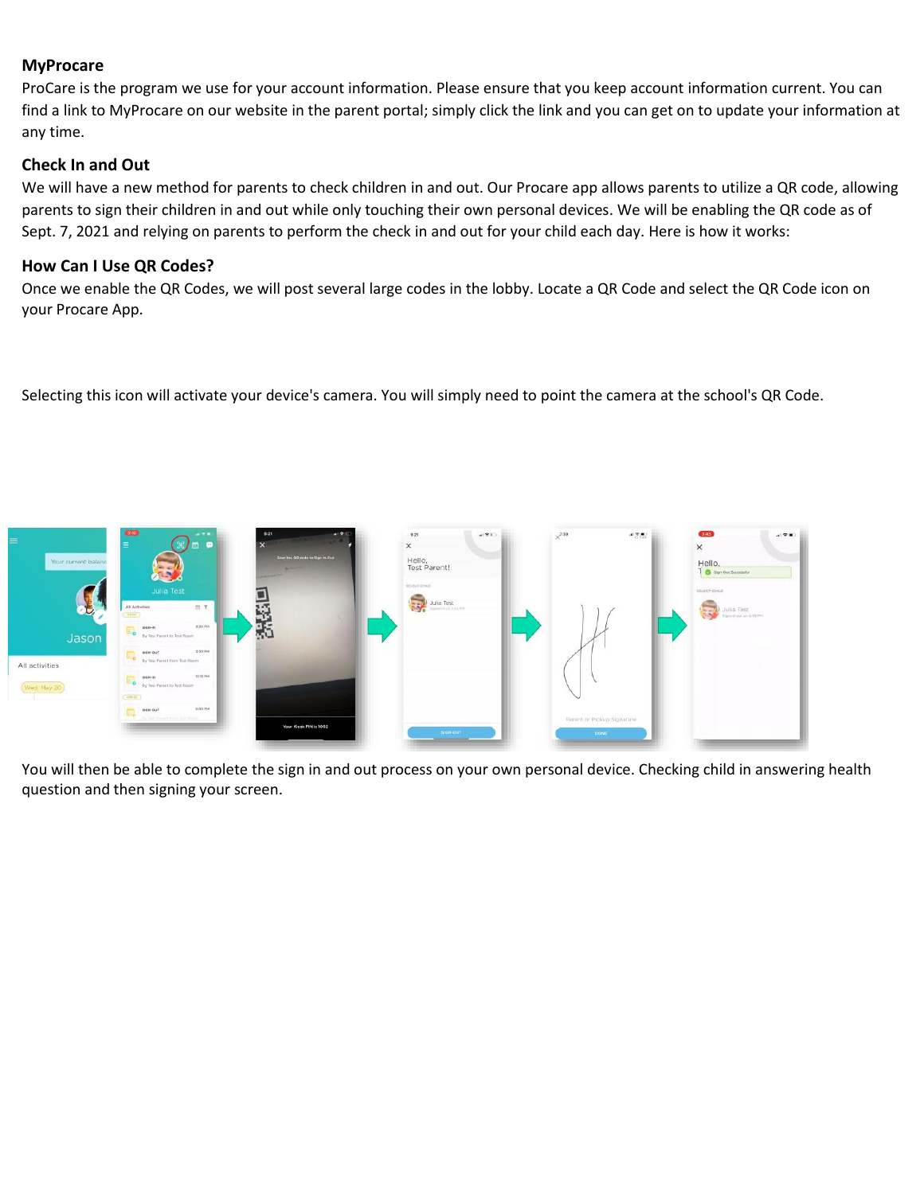## MyProcare

ProCare is the program we use for your account information. Please ensure that you keep account information current. You can find a link to MyProcare on our website in the parent portal; simply click the link and you can get on to update your information at any time.

## Check In and Out

We will have a new method for parents to check children in and out. Our Procare app allows parents to utilize a QR code, allowing parents to sign their children in and out while only touching their own personal devices. We will be enabling the QR code as of Sept. 7, 2021 and relying on parents to perform the check in and out for your child each day. Here is how it works:

## How Can I Use QR Codes?

Once we enable the QR Codes, we will post several large codes in the lobby. Locate a QR Code and select the QR Code icon on your Procare App.

Selecting this icon will activate your device's camera. You will simply need to point the camera at the school's QR Code.

You will then be able to complete the sign in and out process on your own personal device. Checking child in answering health question and then signing your screen.